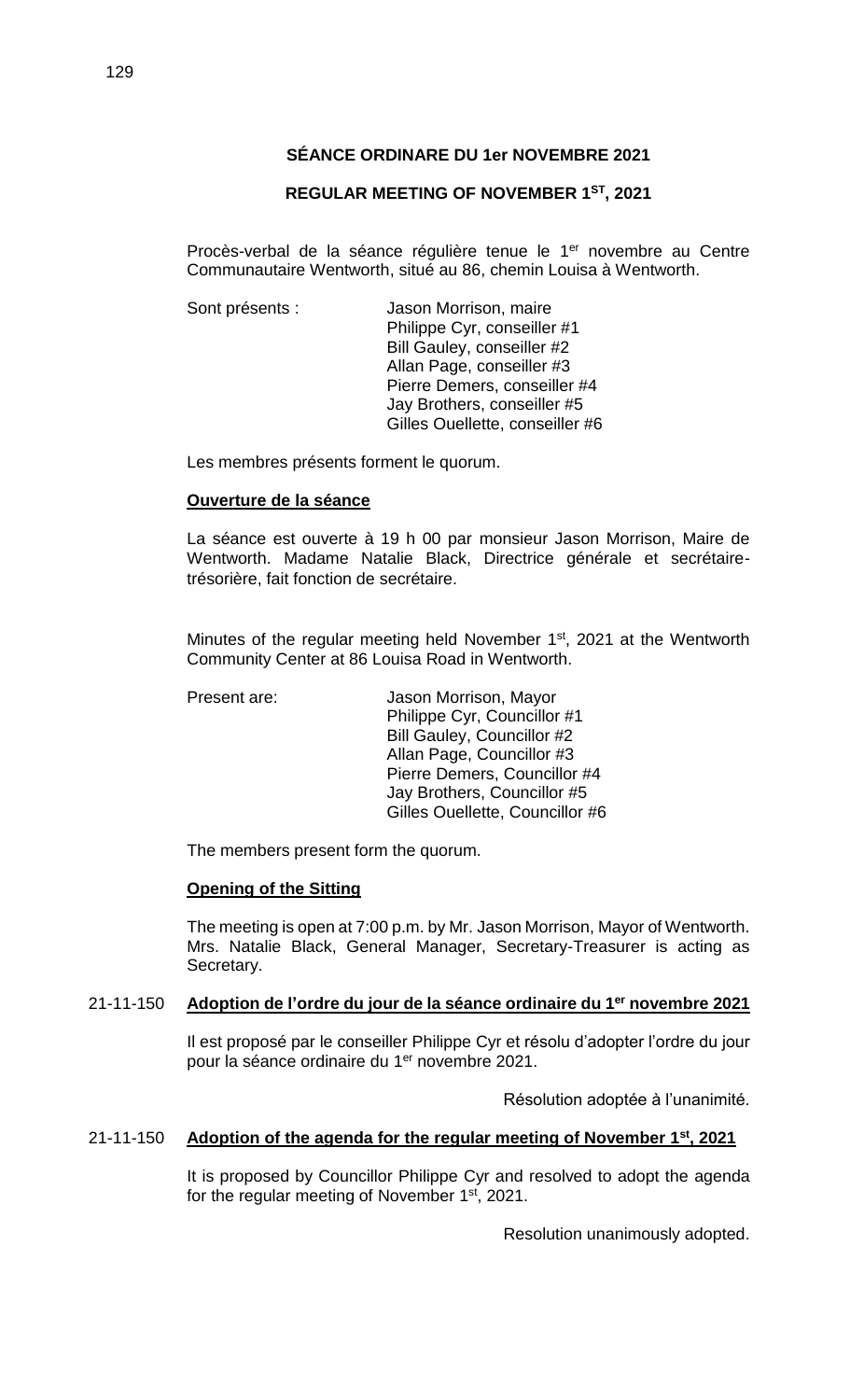**SÉANCE ORDINARE DU 1er NOVEMBRE 2021**

**REGULAR MEETING OF NOVEMBER 1ST, 2021**

Procès-verbal de la séance régulière tenue le 1er novembre au Centre Communautaire Wentworth, situé au 86, chemin Louisa à Wentworth.

Sont présents : Jason Morrison, maire
Philippe Cyr, conseiller #1
Bill Gauley, conseiller #2
Allan Page, conseiller #3
Pierre Demers, conseiller #4
Jay Brothers, conseiller #5
Gilles Ouellette, conseiller #6

Les membres présents forment le quorum.

**Ouverture de la séance**

La séance est ouverte à 19 h 00 par monsieur Jason Morrison, Maire de Wentworth. Madame Natalie Black, Directrice générale et secrétaire-trésorière, fait fonction de secrétaire.

Minutes of the regular meeting held November 1st, 2021 at the Wentworth Community Center at 86 Louisa Road in Wentworth.

Present are: Jason Morrison, Mayor
Philippe Cyr, Councillor #1
Bill Gauley, Councillor #2
Allan Page, Councillor #3
Pierre Demers, Councillor #4
Jay Brothers, Councillor #5
Gilles Ouellette, Councillor #6

The members present form the quorum.

**Opening of the Sitting**

The meeting is open at 7:00 p.m. by Mr. Jason Morrison, Mayor of Wentworth. Mrs. Natalie Black, General Manager, Secretary-Treasurer is acting as Secretary.

21-11-150 **Adoption de l'ordre du jour de la séance ordinaire du 1er novembre 2021**

Il est proposé par le conseiller Philippe Cyr et résolu d'adopter l'ordre du jour pour la séance ordinaire du 1er novembre 2021.

Résolution adoptée à l'unanimité.

21-11-150 **Adoption of the agenda for the regular meeting of November 1st, 2021**

It is proposed by Councillor Philippe Cyr and resolved to adopt the agenda for the regular meeting of November 1st, 2021.

Resolution unanimously adopted.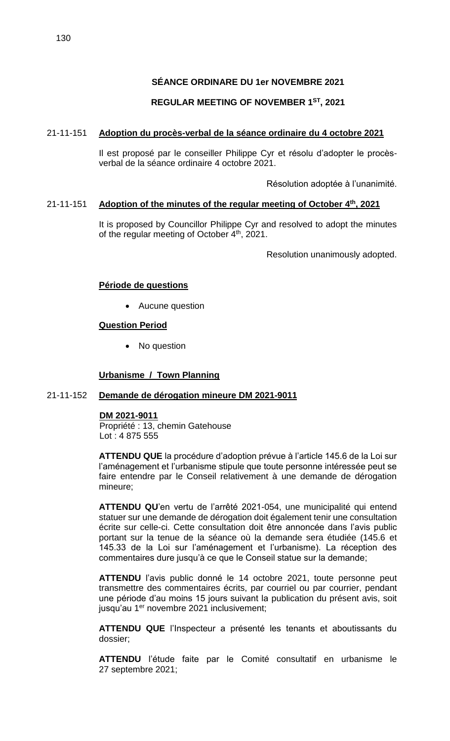**SÉANCE ORDINARE DU 1er NOVEMBRE 2021**

**REGULAR MEETING OF NOVEMBER 1ST, 2021**

21-11-151 **Adoption du procès-verbal de la séance ordinaire du 4 octobre 2021**

Il est proposé par le conseiller Philippe Cyr et résolu d'adopter le procès-verbal de la séance ordinaire 4 octobre 2021.

Résolution adoptée à l'unanimité.

21-11-151 **Adoption of the minutes of the regular meeting of October 4th, 2021**

It is proposed by Councillor Philippe Cyr and resolved to adopt the minutes of the regular meeting of October 4th, 2021.

Resolution unanimously adopted.

**Période de questions**

- Aucune question

**Question Period**

- No question

**Urbanisme / Town Planning**

21-11-152 **Demande de dérogation mineure DM 2021-9011**

**DM 2021-9011**
Propriété : 13, chemin Gatehouse
Lot : 4 875 555

**ATTENDU QUE** la procédure d'adoption prévue à l'article 145.6 de la Loi sur l'aménagement et l'urbanisme stipule que toute personne intéressée peut se faire entendre par le Conseil relativement à une demande de dérogation mineure;

**ATTENDU QU**'en vertu de l'arrêté 2021-054, une municipalité qui entend statuer sur une demande de dérogation doit également tenir une consultation écrite sur celle-ci. Cette consultation doit être annoncée dans l'avis public portant sur la tenue de la séance où la demande sera étudiée (145.6 et 145.33 de la Loi sur l'aménagement et l'urbanisme). La réception des commentaires dure jusqu'à ce que le Conseil statue sur la demande;

**ATTENDU** l'avis public donné le 14 octobre 2021, toute personne peut transmettre des commentaires écrits, par courriel ou par courrier, pendant une période d'au moins 15 jours suivant la publication du présent avis, soit jusqu'au 1er novembre 2021 inclusivement;

**ATTENDU QUE** l'Inspecteur a présenté les tenants et aboutissants du dossier;

**ATTENDU** l'étude faite par le Comité consultatif en urbanisme le 27 septembre 2021;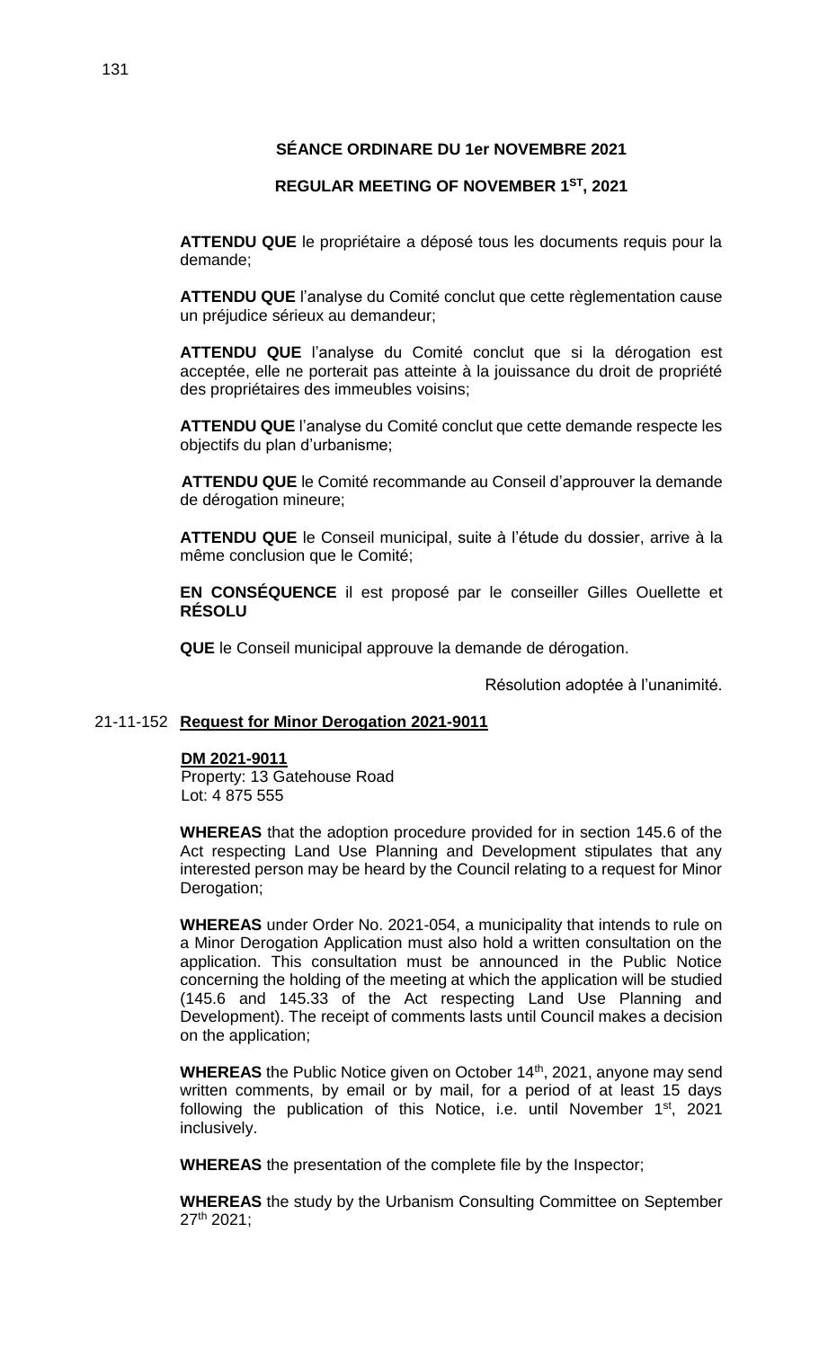**SÉANCE ORDINARE DU 1er NOVEMBRE 2021**

**REGULAR MEETING OF NOVEMBER 1ST, 2021**

**ATTENDU QUE** le propriétaire a déposé tous les documents requis pour la demande;

**ATTENDU QUE** l'analyse du Comité conclut que cette règlementation cause un préjudice sérieux au demandeur;

**ATTENDU QUE** l'analyse du Comité conclut que si la dérogation est acceptée, elle ne porterait pas atteinte à la jouissance du droit de propriété des propriétaires des immeubles voisins;

**ATTENDU QUE** l'analyse du Comité conclut que cette demande respecte les objectifs du plan d'urbanisme;

**ATTENDU QUE** le Comité recommande au Conseil d'approuver la demande de dérogation mineure;

**ATTENDU QUE** le Conseil municipal, suite à l'étude du dossier, arrive à la même conclusion que le Comité;

**EN CONSÉQUENCE** il est proposé par le conseiller Gilles Ouellette et **RÉSOLU**

**QUE** le Conseil municipal approuve la demande de dérogation.

Résolution adoptée à l'unanimité.

21-11-152 **Request for Minor Derogation 2021-9011**

**DM 2021-9011**
Property: 13 Gatehouse Road
Lot: 4 875 555

**WHEREAS** that the adoption procedure provided for in section 145.6 of the Act respecting Land Use Planning and Development stipulates that any interested person may be heard by the Council relating to a request for Minor Derogation;

**WHEREAS** under Order No. 2021-054, a municipality that intends to rule on a Minor Derogation Application must also hold a written consultation on the application. This consultation must be announced in the Public Notice concerning the holding of the meeting at which the application will be studied (145.6 and 145.33 of the Act respecting Land Use Planning and Development). The receipt of comments lasts until Council makes a decision on the application;

**WHEREAS** the Public Notice given on October 14th, 2021, anyone may send written comments, by email or by mail, for a period of at least 15 days following the publication of this Notice, i.e. until November 1st, 2021 inclusively.

**WHEREAS** the presentation of the complete file by the Inspector;

**WHEREAS** the study by the Urbanism Consulting Committee on September 27th 2021;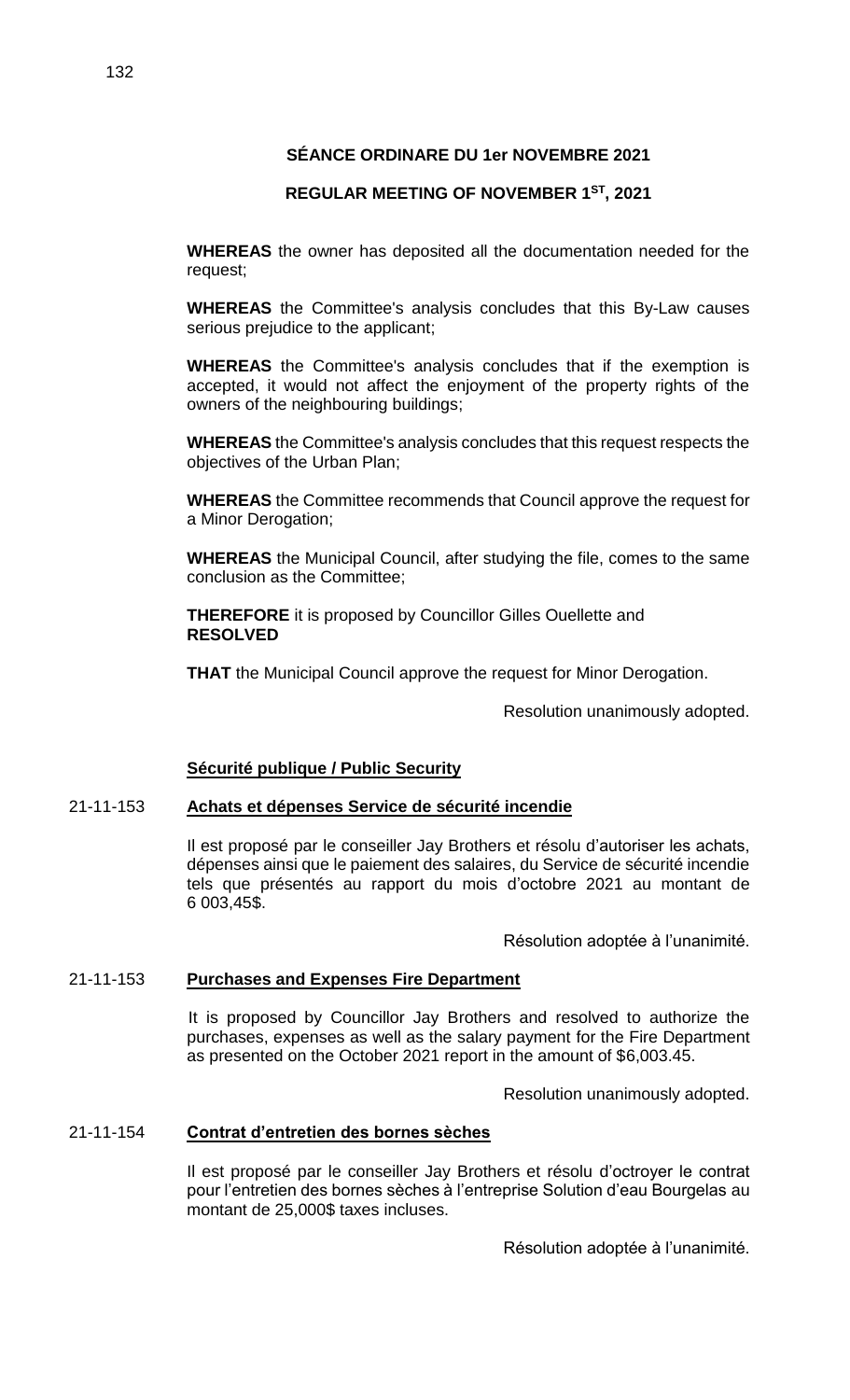## SÉANCE ORDINARE DU 1er NOVEMBRE 2021

## REGULAR MEETING OF NOVEMBER 1ST, 2021

**WHEREAS** the owner has deposited all the documentation needed for the request;

**WHEREAS** the Committee's analysis concludes that this By-Law causes serious prejudice to the applicant;

**WHEREAS** the Committee's analysis concludes that if the exemption is accepted, it would not affect the enjoyment of the property rights of the owners of the neighbouring buildings;

**WHEREAS** the Committee's analysis concludes that this request respects the objectives of the Urban Plan;

**WHEREAS** the Committee recommends that Council approve the request for a Minor Derogation;

**WHEREAS** the Municipal Council, after studying the file, comes to the same conclusion as the Committee;

**THEREFORE** it is proposed by Councillor Gilles Ouellette and **RESOLVED**

**THAT** the Municipal Council approve the request for Minor Derogation.

Resolution unanimously adopted.

### Sécurité publique / Public Security

21-11-153 **Achats et dépenses Service de sécurité incendie**

Il est proposé par le conseiller Jay Brothers et résolu d'autoriser les achats, dépenses ainsi que le paiement des salaires, du Service de sécurité incendie tels que présentés au rapport du mois d'octobre 2021 au montant de 6 003,45$.

Résolution adoptée à l'unanimité.

21-11-153 **Purchases and Expenses Fire Department**

It is proposed by Councillor Jay Brothers and resolved to authorize the purchases, expenses as well as the salary payment for the Fire Department as presented on the October 2021 report in the amount of $6,003.45.

Resolution unanimously adopted.

21-11-154 **Contrat d'entretien des bornes sèches**

Il est proposé par le conseiller Jay Brothers et résolu d'octroyer le contrat pour l'entretien des bornes sèches à l'entreprise Solution d'eau Bourgelas au montant de 25,000$ taxes incluses.

Résolution adoptée à l'unanimité.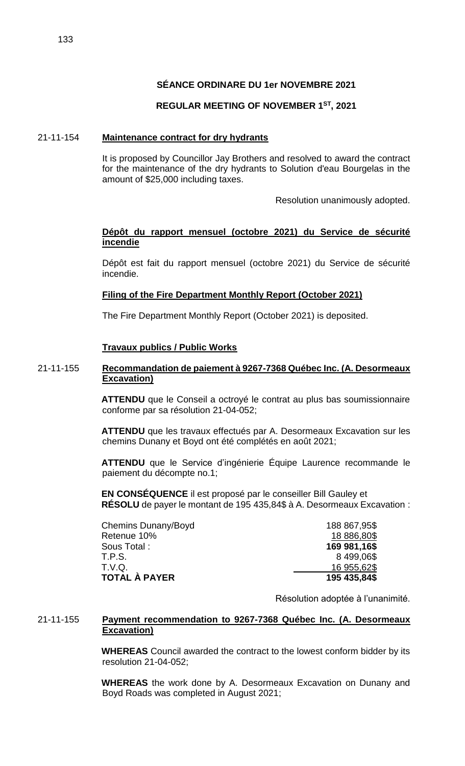**SÉANCE ORDINARE DU 1er NOVEMBRE 2021**

**REGULAR MEETING OF NOVEMBER 1ST, 2021**

21-11-154 **Maintenance contract for dry hydrants**

It is proposed by Councillor Jay Brothers and resolved to award the contract for the maintenance of the dry hydrants to Solution d'eau Bourgelas in the amount of $25,000 including taxes.

Resolution unanimously adopted.

**Dépôt du rapport mensuel (octobre 2021) du Service de sécurité incendie**

Dépôt est fait du rapport mensuel (octobre 2021) du Service de sécurité incendie.

**Filing of the Fire Department Monthly Report (October 2021)**

The Fire Department Monthly Report (October 2021) is deposited.

**Travaux publics / Public Works**

21-11-155 **Recommandation de paiement à 9267-7368 Québec Inc. (A. Desormeaux Excavation)**

**ATTENDU** que le Conseil a octroyé le contrat au plus bas soumissionnaire conforme par sa résolution 21-04-052;

**ATTENDU** que les travaux effectués par A. Desormeaux Excavation sur les chemins Dunany et Boyd ont été complétés en août 2021;

**ATTENDU** que le Service d'ingénierie Équipe Laurence recommande le paiement du décompte no.1;

**EN CONSÉQUENCE** il est proposé par le conseiller Bill Gauley et **RÉSOLU** de payer le montant de 195 435,84$ à A. Desormeaux Excavation :

| | |
|---|---|
| Chemins Dunany/Boyd | 188 867,95$ |
| Retenue 10% | 18 886,80$ |
| Sous Total : | **169 981,16$** |
| T.P.S. | 8 499,06$ |
| T.V.Q. | 16 955,62$ |
| **TOTAL À PAYER** | **195 435,84$** |

Résolution adoptée à l'unanimité.

21-11-155 **Payment recommendation to 9267-7368 Québec Inc. (A. Desormeaux Excavation)**

**WHEREAS** Council awarded the contract to the lowest conform bidder by its resolution 21-04-052;

**WHEREAS** the work done by A. Desormeaux Excavation on Dunany and Boyd Roads was completed in August 2021;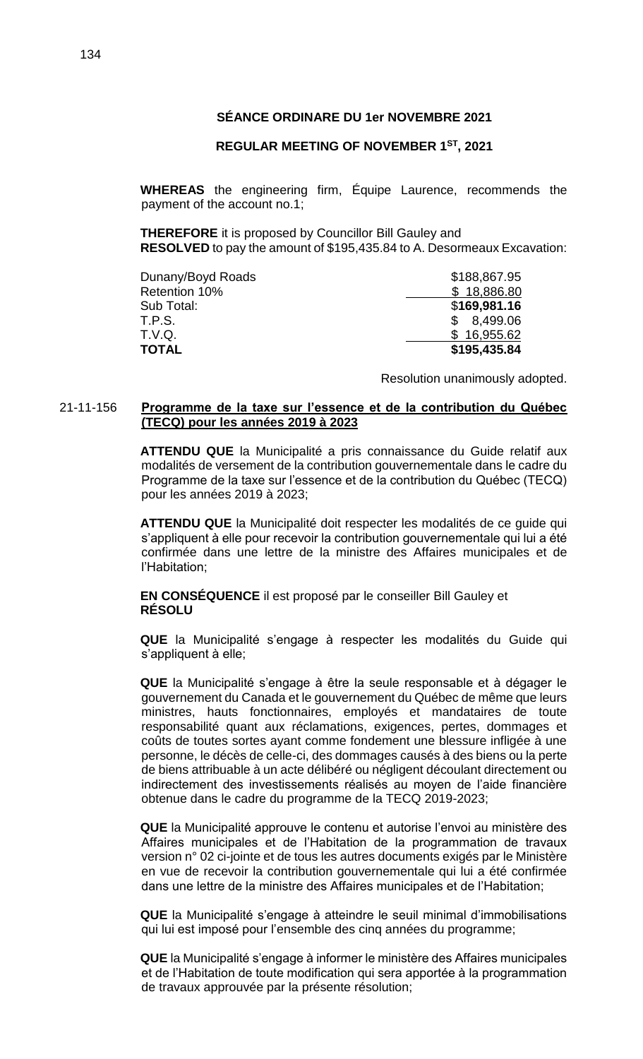**SÉANCE ORDINARE DU 1er NOVEMBRE 2021**

**REGULAR MEETING OF NOVEMBER 1ST, 2021**

**WHEREAS** the engineering firm, Équipe Laurence, recommends the payment of the account no.1;

**THEREFORE** it is proposed by Councillor Bill Gauley and
**RESOLVED** to pay the amount of $195,435.84 to A. Desormeaux Excavation:

| | |
|---|---|
| Dunany/Boyd Roads | $188,867.95 |
| Retention 10% | $ 18,886.80 |
| Sub Total: | $**169,981.16** |
| T.P.S. | $ 8,499.06 |
| T.V.Q. | $ 16,955.62 |
| **TOTAL** | **$195,435.84** |

Resolution unanimously adopted.

21-11-156 **Programme de la taxe sur l'essence et de la contribution du Québec (TECQ) pour les années 2019 à 2023**

**ATTENDU QUE** la Municipalité a pris connaissance du Guide relatif aux modalités de versement de la contribution gouvernementale dans le cadre du Programme de la taxe sur l'essence et de la contribution du Québec (TECQ) pour les années 2019 à 2023;

**ATTENDU QUE** la Municipalité doit respecter les modalités de ce guide qui s'appliquent à elle pour recevoir la contribution gouvernementale qui lui a été confirmée dans une lettre de la ministre des Affaires municipales et de l'Habitation;

**EN CONSÉQUENCE** il est proposé par le conseiller Bill Gauley et
**RÉSOLU**

**QUE** la Municipalité s'engage à respecter les modalités du Guide qui s'appliquent à elle;

**QUE** la Municipalité s'engage à être la seule responsable et à dégager le gouvernement du Canada et le gouvernement du Québec de même que leurs ministres, hauts fonctionnaires, employés et mandataires de toute responsabilité quant aux réclamations, exigences, pertes, dommages et coûts de toutes sortes ayant comme fondement une blessure infligée à une personne, le décès de celle-ci, des dommages causés à des biens ou la perte de biens attribuable à un acte délibéré ou négligent découlant directement ou indirectement des investissements réalisés au moyen de l'aide financière obtenue dans le cadre du programme de la TECQ 2019-2023;

**QUE** la Municipalité approuve le contenu et autorise l'envoi au ministère des Affaires municipales et de l'Habitation de la programmation de travaux version n° 02 ci-jointe et de tous les autres documents exigés par le Ministère en vue de recevoir la contribution gouvernementale qui lui a été confirmée dans une lettre de la ministre des Affaires municipales et de l'Habitation;

**QUE** la Municipalité s'engage à atteindre le seuil minimal d'immobilisations qui lui est imposé pour l'ensemble des cinq années du programme;

**QUE** la Municipalité s'engage à informer le ministère des Affaires municipales et de l'Habitation de toute modification qui sera apportée à la programmation de travaux approuvée par la présente résolution;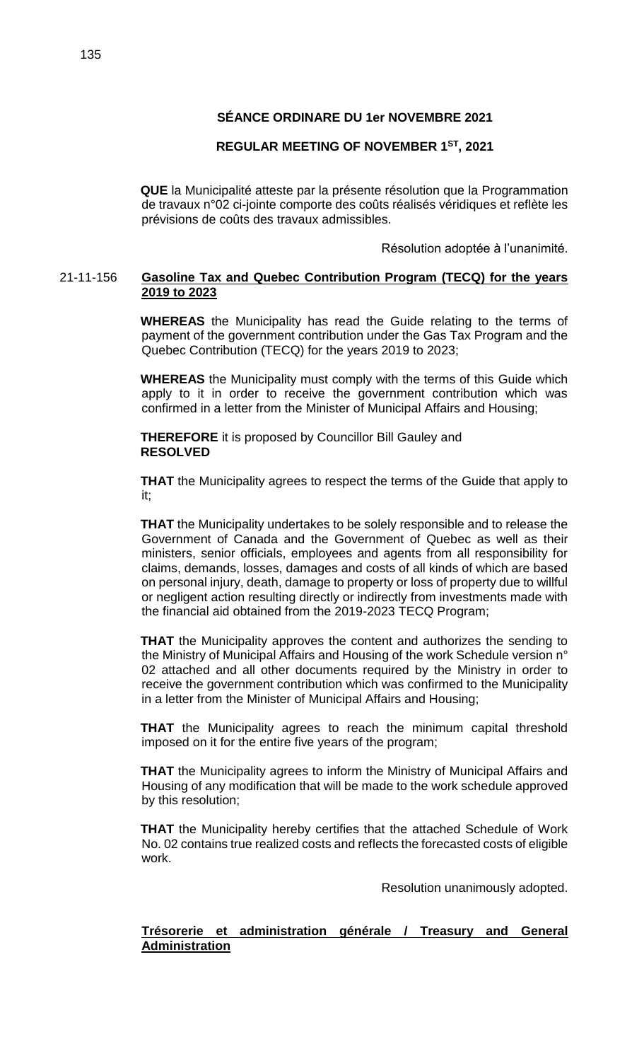**SÉANCE ORDINARE DU 1er NOVEMBRE 2021**

**REGULAR MEETING OF NOVEMBER 1ST, 2021**

**QUE** la Municipalité atteste par la présente résolution que la Programmation de travaux n°02 ci-jointe comporte des coûts réalisés véridiques et reflète les prévisions de coûts des travaux admissibles.

Résolution adoptée à l'unanimité.

21-11-156 **Gasoline Tax and Quebec Contribution Program (TECQ) for the years 2019 to 2023**

**WHEREAS** the Municipality has read the Guide relating to the terms of payment of the government contribution under the Gas Tax Program and the Quebec Contribution (TECQ) for the years 2019 to 2023;

**WHEREAS** the Municipality must comply with the terms of this Guide which apply to it in order to receive the government contribution which was confirmed in a letter from the Minister of Municipal Affairs and Housing;

**THEREFORE** it is proposed by Councillor Bill Gauley and
**RESOLVED**

**THAT** the Municipality agrees to respect the terms of the Guide that apply to it;

**THAT** the Municipality undertakes to be solely responsible and to release the Government of Canada and the Government of Quebec as well as their ministers, senior officials, employees and agents from all responsibility for claims, demands, losses, damages and costs of all kinds of which are based on personal injury, death, damage to property or loss of property due to willful or negligent action resulting directly or indirectly from investments made with the financial aid obtained from the 2019-2023 TECQ Program;

**THAT** the Municipality approves the content and authorizes the sending to the Ministry of Municipal Affairs and Housing of the work Schedule version n° 02 attached and all other documents required by the Ministry in order to receive the government contribution which was confirmed to the Municipality in a letter from the Minister of Municipal Affairs and Housing;

**THAT** the Municipality agrees to reach the minimum capital threshold imposed on it for the entire five years of the program;

**THAT** the Municipality agrees to inform the Ministry of Municipal Affairs and Housing of any modification that will be made to the work schedule approved by this resolution;

**THAT** the Municipality hereby certifies that the attached Schedule of Work No. 02 contains true realized costs and reflects the forecasted costs of eligible work.

Resolution unanimously adopted.

**Trésorerie et administration générale / Treasury and General Administration**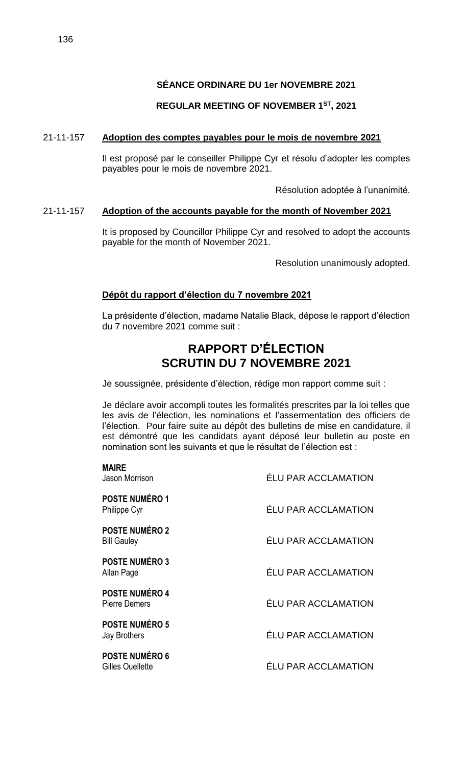**SÉANCE ORDINARE DU 1er NOVEMBRE 2021**

**REGULAR MEETING OF NOVEMBER 1ST, 2021**

21-11-157 **Adoption des comptes payables pour le mois de novembre 2021**

Il est proposé par le conseiller Philippe Cyr et résolu d'adopter les comptes payables pour le mois de novembre 2021.

Résolution adoptée à l'unanimité.

21-11-157 **Adoption of the accounts payable for the month of November 2021**

It is proposed by Councillor Philippe Cyr and resolved to adopt the accounts payable for the month of November 2021.

Resolution unanimously adopted.

**Dépôt du rapport d'élection du 7 novembre 2021**

La présidente d'élection, madame Natalie Black, dépose le rapport d'élection du 7 novembre 2021 comme suit :

## RAPPORT D'ÉLECTION
## SCRUTIN DU 7 NOVEMBRE 2021

Je soussignée, présidente d'élection, rédige mon rapport comme suit :

Je déclare avoir accompli toutes les formalités prescrites par la loi telles que les avis de l'élection, les nominations et l'assermentation des officiers de l'élection. Pour faire suite au dépôt des bulletins de mise en candidature, il est démontré que les candidats ayant déposé leur bulletin au poste en nomination sont les suivants et que le résultat de l'élection est :

**MAIRE**
Jason Morrison — ÉLU PAR ACCLAMATION

**POSTE NUMÉRO 1**
Philippe Cyr — ÉLU PAR ACCLAMATION

**POSTE NUMÉRO 2**
Bill Gauley — ÉLU PAR ACCLAMATION

**POSTE NUMÉRO 3**
Allan Page — ÉLU PAR ACCLAMATION

**POSTE NUMÉRO 4**
Pierre Demers — ÉLU PAR ACCLAMATION

**POSTE NUMÉRO 5**
Jay Brothers — ÉLU PAR ACCLAMATION

**POSTE NUMÉRO 6**
Gilles Ouellette — ÉLU PAR ACCLAMATION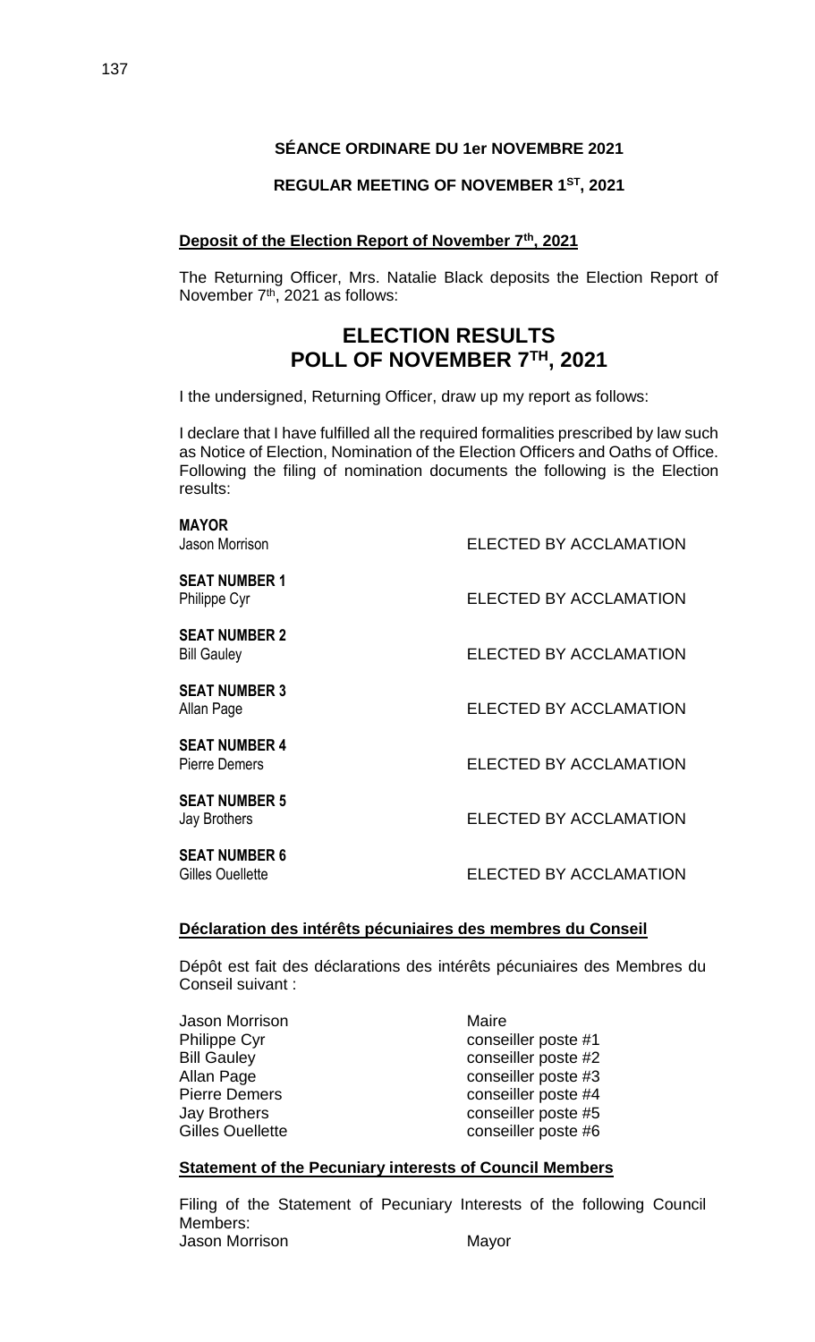**SÉANCE ORDINARE DU 1er NOVEMBRE 2021**

**REGULAR MEETING OF NOVEMBER 1ST, 2021**

**Deposit of the Election Report of November 7th, 2021**

The Returning Officer, Mrs. Natalie Black deposits the Election Report of November 7th, 2021 as follows:

# ELECTION RESULTS
# POLL OF NOVEMBER 7TH, 2021

I the undersigned, Returning Officer, draw up my report as follows:

I declare that I have fulfilled all the required formalities prescribed by law such as Notice of Election, Nomination of the Election Officers and Oaths of Office. Following the filing of nomination documents the following is the Election results:

**MAYOR**
Jason Morrison — ELECTED BY ACCLAMATION

**SEAT NUMBER 1**
Philippe Cyr — ELECTED BY ACCLAMATION

**SEAT NUMBER 2**
Bill Gauley — ELECTED BY ACCLAMATION

**SEAT NUMBER 3**
Allan Page — ELECTED BY ACCLAMATION

**SEAT NUMBER 4**
Pierre Demers — ELECTED BY ACCLAMATION

**SEAT NUMBER 5**
Jay Brothers — ELECTED BY ACCLAMATION

**SEAT NUMBER 6**
Gilles Ouellette — ELECTED BY ACCLAMATION

**Déclaration des intérêts pécuniaires des membres du Conseil**

Dépôt est fait des déclarations des intérêts pécuniaires des Membres du Conseil suivant :

| | |
|---|---|
| Jason Morrison | Maire |
| Philippe Cyr | conseiller poste #1 |
| Bill Gauley | conseiller poste #2 |
| Allan Page | conseiller poste #3 |
| Pierre Demers | conseiller poste #4 |
| Jay Brothers | conseiller poste #5 |
| Gilles Ouellette | conseiller poste #6 |

**Statement of the Pecuniary interests of Council Members**

Filing of the Statement of Pecuniary Interests of the following Council Members:

| | |
|---|---|
| Jason Morrison | Mayor |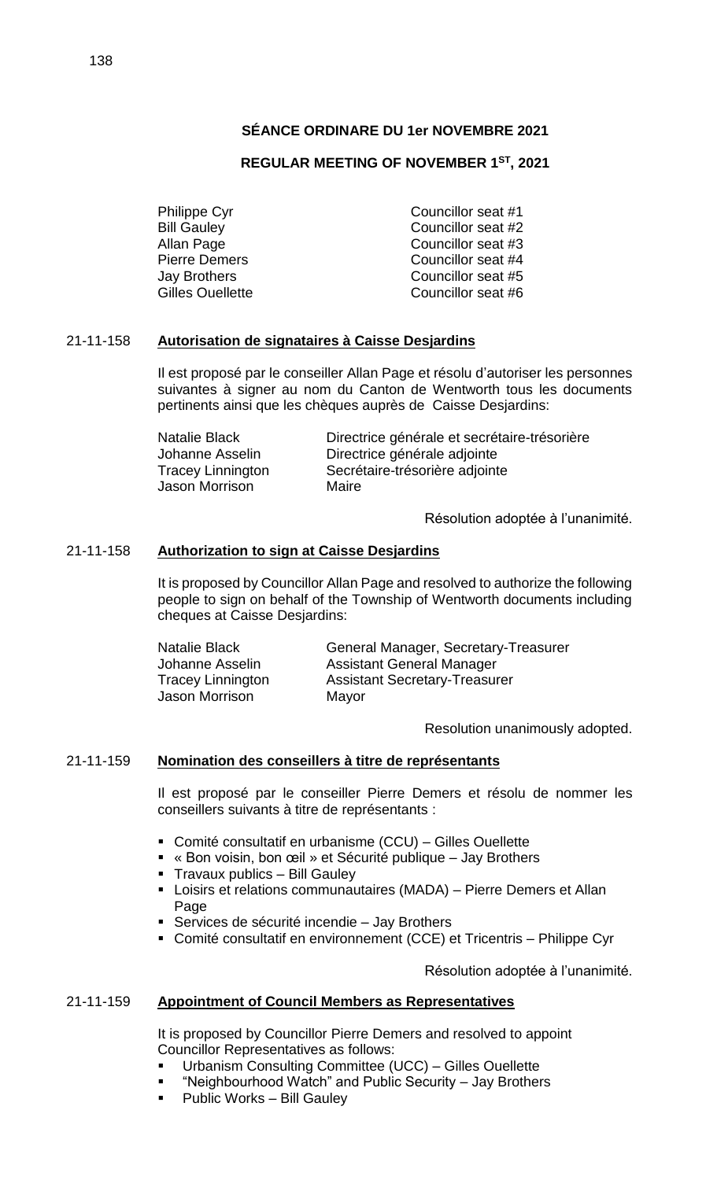## SÉANCE ORDINARE DU 1er NOVEMBRE 2021

## REGULAR MEETING OF NOVEMBER 1ST, 2021

| | |
|---|---|
| Philippe Cyr | Councillor seat #1 |
| Bill Gauley | Councillor seat #2 |
| Allan Page | Councillor seat #3 |
| Pierre Demers | Councillor seat #4 |
| Jay Brothers | Councillor seat #5 |
| Gilles Ouellette | Councillor seat #6 |

21-11-158 **Autorisation de signataires à Caisse Desjardins**

Il est proposé par le conseiller Allan Page et résolu d'autoriser les personnes suivantes à signer au nom du Canton de Wentworth tous les documents pertinents ainsi que les chèques auprès de Caisse Desjardins:

| | |
|---|---|
| Natalie Black | Directrice générale et secrétaire-trésorière |
| Johanne Asselin | Directrice générale adjointe |
| Tracey Linnington | Secrétaire-trésorière adjointe |
| Jason Morrison | Maire |

Résolution adoptée à l'unanimité.

21-11-158 **Authorization to sign at Caisse Desjardins**

It is proposed by Councillor Allan Page and resolved to authorize the following people to sign on behalf of the Township of Wentworth documents including cheques at Caisse Desjardins:

| | |
|---|---|
| Natalie Black | General Manager, Secretary-Treasurer |
| Johanne Asselin | Assistant General Manager |
| Tracey Linnington | Assistant Secretary-Treasurer |
| Jason Morrison | Mayor |

Resolution unanimously adopted.

21-11-159 **Nomination des conseillers à titre de représentants**

Il est proposé par le conseiller Pierre Demers et résolu de nommer les conseillers suivants à titre de représentants :

- Comité consultatif en urbanisme (CCU) – Gilles Ouellette
- « Bon voisin, bon œil » et Sécurité publique – Jay Brothers
- Travaux publics – Bill Gauley
- Loisirs et relations communautaires (MADA) – Pierre Demers et Allan Page
- Services de sécurité incendie – Jay Brothers
- Comité consultatif en environnement (CCE) et Tricentris – Philippe Cyr

Résolution adoptée à l'unanimité.

21-11-159 **Appointment of Council Members as Representatives**

It is proposed by Councillor Pierre Demers and resolved to appoint Councillor Representatives as follows:

- Urbanism Consulting Committee (UCC) – Gilles Ouellette
- "Neighbourhood Watch" and Public Security – Jay Brothers
- Public Works – Bill Gauley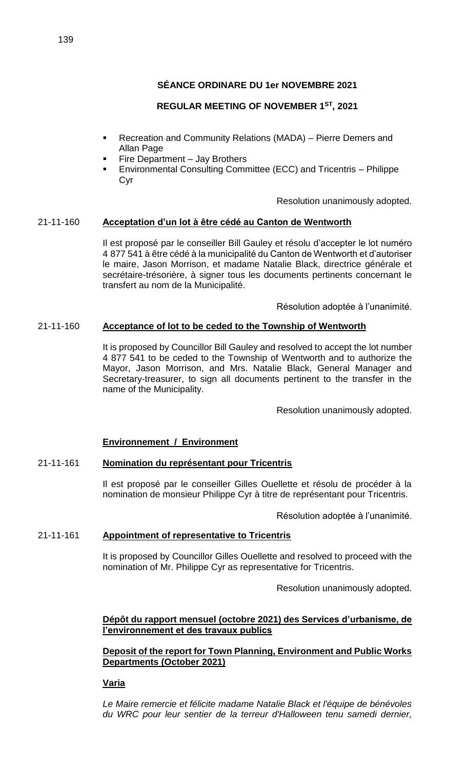**SÉANCE ORDINARE DU 1er NOVEMBRE 2021**

**REGULAR MEETING OF NOVEMBER 1ST, 2021**

- Recreation and Community Relations (MADA) – Pierre Demers and Allan Page
- Fire Department – Jay Brothers
- Environmental Consulting Committee (ECC) and Tricentris – Philippe Cyr

Resolution unanimously adopted.

21-11-160 **Acceptation d'un lot à être cédé au Canton de Wentworth**

Il est proposé par le conseiller Bill Gauley et résolu d'accepter le lot numéro 4 877 541 à être cédé à la municipalité du Canton de Wentworth et d'autoriser le maire, Jason Morrison, et madame Natalie Black, directrice générale et secrétaire-trésorière, à signer tous les documents pertinents concernant le transfert au nom de la Municipalité.

Résolution adoptée à l'unanimité.

21-11-160 **Acceptance of lot to be ceded to the Township of Wentworth**

It is proposed by Councillor Bill Gauley and resolved to accept the lot number 4 877 541 to be ceded to the Township of Wentworth and to authorize the Mayor, Jason Morrison, and Mrs. Natalie Black, General Manager and Secretary-treasurer, to sign all documents pertinent to the transfer in the name of the Municipality.

Resolution unanimously adopted.

**Environnement / Environment**

21-11-161 **Nomination du représentant pour Tricentris**

Il est proposé par le conseiller Gilles Ouellette et résolu de procéder à la nomination de monsieur Philippe Cyr à titre de représentant pour Tricentris.

Résolution adoptée à l'unanimité.

21-11-161 **Appointment of representative to Tricentris**

It is proposed by Councillor Gilles Ouellette and resolved to proceed with the nomination of Mr. Philippe Cyr as representative for Tricentris.

Resolution unanimously adopted.

**Dépôt du rapport mensuel (octobre 2021) des Services d'urbanisme, de l'environnement et des travaux publics**

**Deposit of the report for Town Planning, Environment and Public Works Departments (October 2021)**

**Varia**

*Le Maire remercie et félicite madame Natalie Black et l'équipe de bénévoles du WRC pour leur sentier de la terreur d'Halloween tenu samedi dernier,*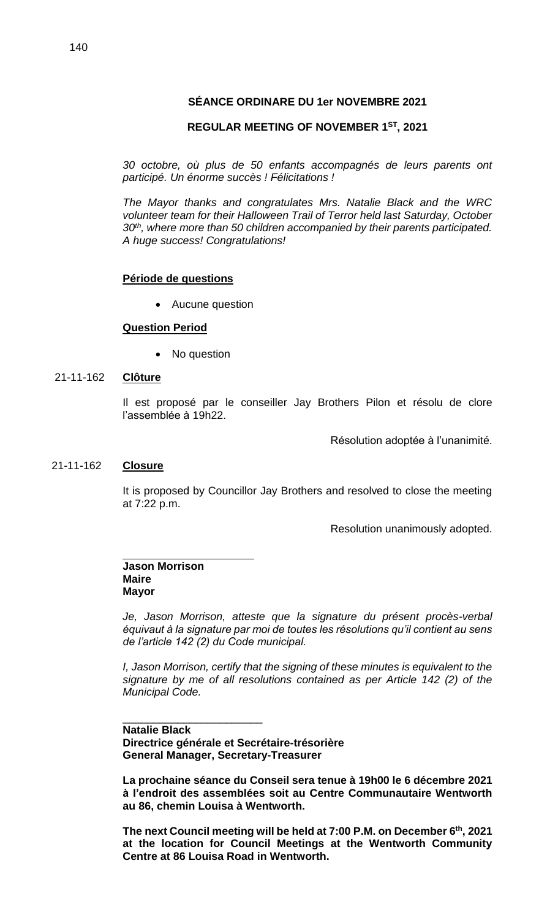**SÉANCE ORDINARE DU 1er NOVEMBRE 2021**

**REGULAR MEETING OF NOVEMBER 1ST, 2021**

*30 octobre, où plus de 50 enfants accompagnés de leurs parents ont participé. Un énorme succès ! Félicitations !*

*The Mayor thanks and congratulates Mrs. Natalie Black and the WRC volunteer team for their Halloween Trail of Terror held last Saturday, October 30th, where more than 50 children accompanied by their parents participated. A huge success! Congratulations!*

**Période de questions**

- Aucune question

**Question Period**

- No question

21-11-162 **Clôture**

Il est proposé par le conseiller Jay Brothers Pilon et résolu de clore l'assemblée à 19h22.

Résolution adoptée à l'unanimité.

21-11-162 **Closure**

It is proposed by Councillor Jay Brothers and resolved to close the meeting at 7:22 p.m.

Resolution unanimously adopted.

\_\_\_\_\_\_\_\_\_\_\_\_\_\_\_\_\_\_\_\_\_\_

**Jason Morrison**
**Maire**
**Mayor**

*Je, Jason Morrison, atteste que la signature du présent procès-verbal équivaut à la signature par moi de toutes les résolutions qu'il contient au sens de l'article 142 (2) du Code municipal.*

*I, Jason Morrison, certify that the signing of these minutes is equivalent to the signature by me of all resolutions contained as per Article 142 (2) of the Municipal Code.*

\_\_\_\_\_\_\_\_\_\_\_\_\_\_\_\_\_\_\_\_\_\_

**Natalie Black**
**Directrice générale et Secrétaire-trésorière**
**General Manager, Secretary-Treasurer**

**La prochaine séance du Conseil sera tenue à 19h00 le 6 décembre 2021 à l'endroit des assemblées soit au Centre Communautaire Wentworth au 86, chemin Louisa à Wentworth.**

**The next Council meeting will be held at 7:00 P.M. on December 6th, 2021 at the location for Council Meetings at the Wentworth Community Centre at 86 Louisa Road in Wentworth.**